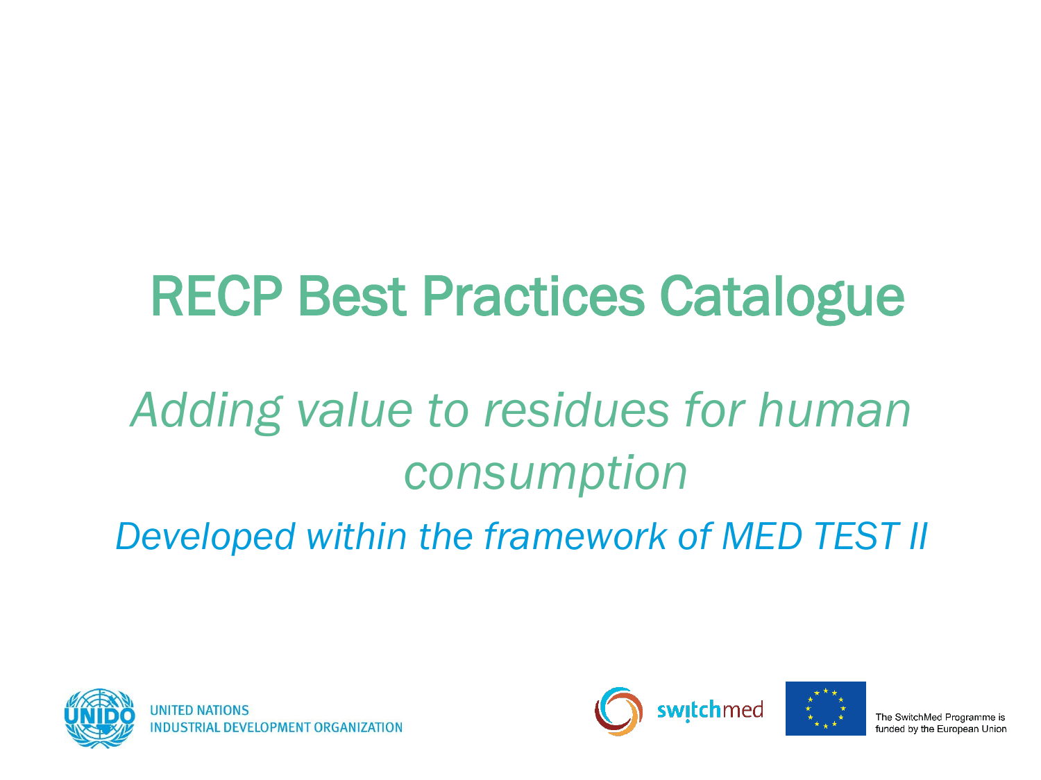# RECP Best Practices Catalogue

## *Adding value to residues for human consumption*

*Developed within the framework of MED TEST II*

UNITED NATIONS
INDUSTRIAL DEVELOPMENT ORGANIZATION

switchmed

The SwitchMed Programme is funded by the European Union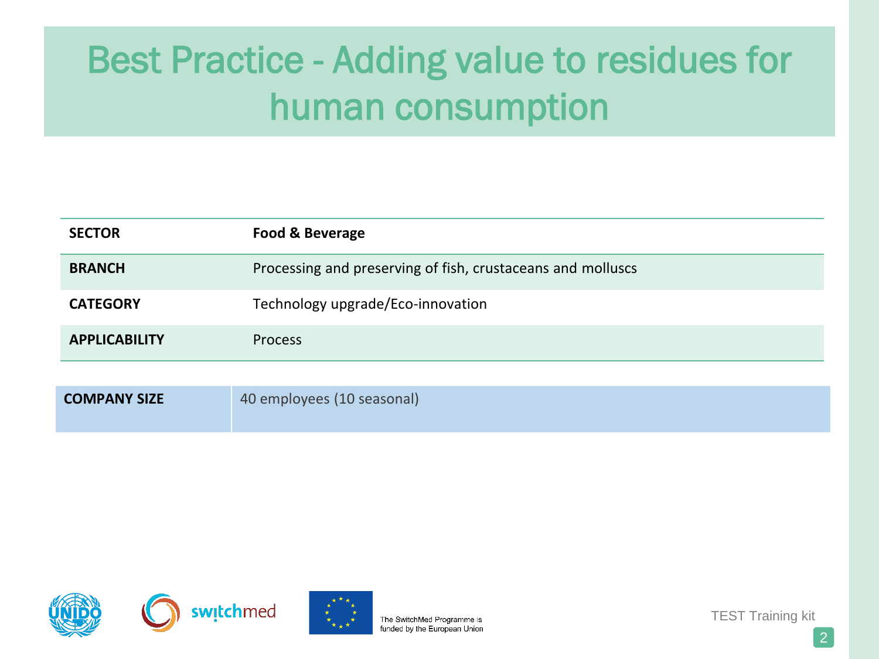# Best Practice - Adding value to residues for human consumption

| | |
|---|---|
| **SECTOR** | **Food & Beverage** |
| **BRANCH** | Processing and preserving of fish, crustaceans and molluscs |
| **CATEGORY** | Technology upgrade/Eco-innovation |
| **APPLICABILITY** | Process |

| | |
|---|---|
| **COMPANY SIZE** | 40 employees (10 seasonal) |

The SwitchMed Programme is funded by the European Union

TEST Training kit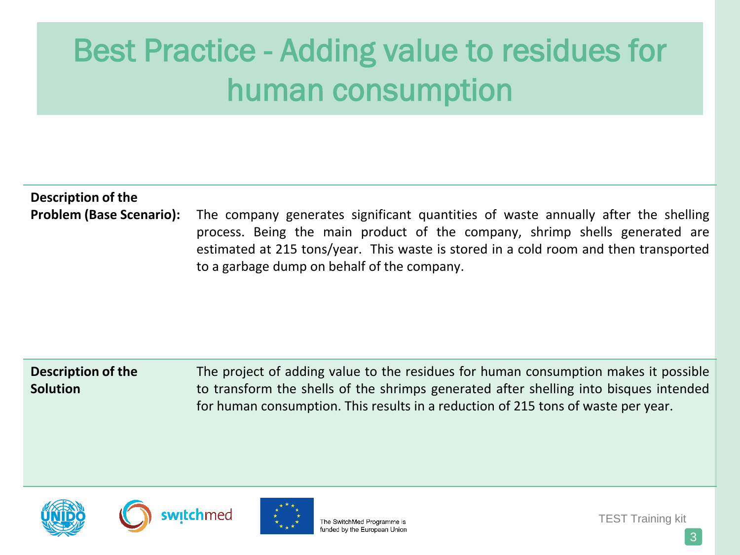# Best Practice - Adding value to residues for human consumption

| | |
|---|---|
| **Description of the Problem (Base Scenario):** | The company generates significant quantities of waste annually after the shelling process. Being the main product of the company, shrimp shells generated are estimated at 215 tons/year. This waste is stored in a cold room and then transported to a garbage dump on behalf of the company. |
| **Description of the Solution** | The project of adding value to the residues for human consumption makes it possible to transform the shells of the shrimps generated after shelling into bisques intended for human consumption. This results in a reduction of 215 tons of waste per year. |

The SwitchMed Programme is funded by the European Union

TEST Training kit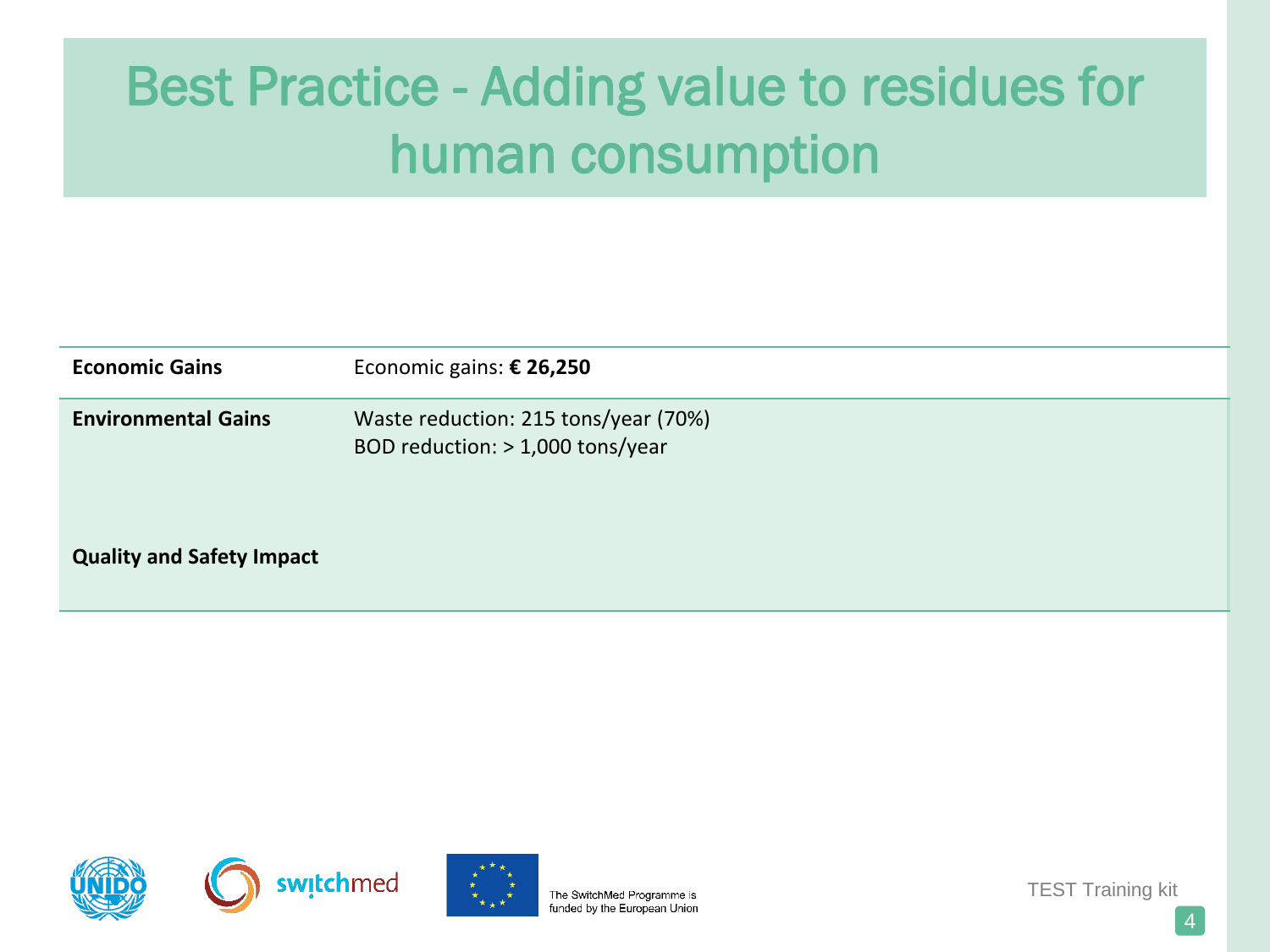# Best Practice - Adding value to residues for human consumption

| | |
|---|---|
| **Economic Gains** | Economic gains: **€ 26,250** |
| **Environmental Gains** | Waste reduction: 215 tons/year (70%)<br>BOD reduction: > 1,000 tons/year |
| **Quality and Safety Impact** | |

The SwitchMed Programme is funded by the European Union

TEST Training kit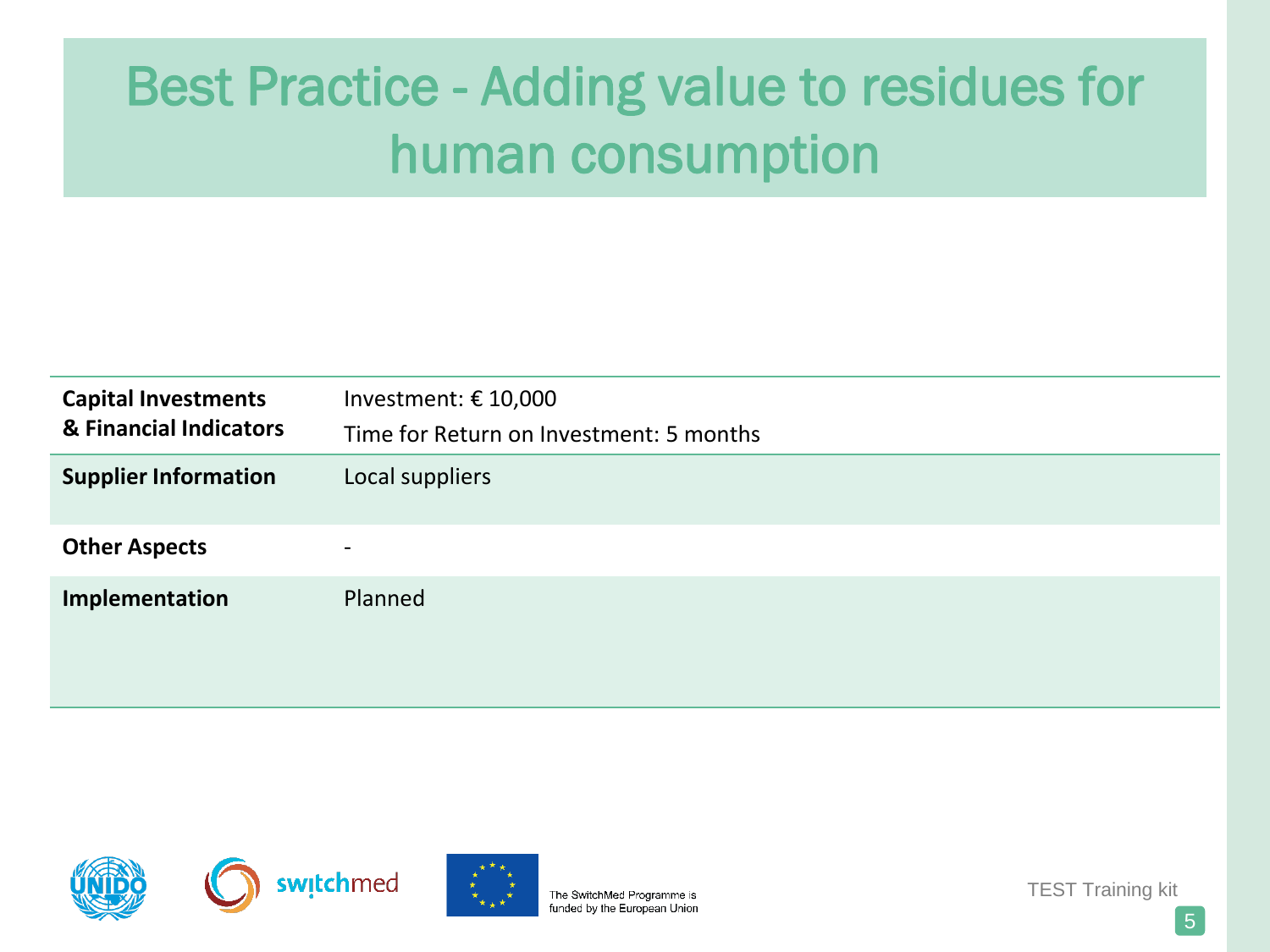# Best Practice - Adding value to residues for human consumption

| | |
|---|---|
| **Capital Investments & Financial Indicators** | Investment: € 10,000<br>Time for Return on Investment: 5 months |
| **Supplier Information** | Local suppliers |
| **Other Aspects** | - |
| **Implementation** | Planned |

The SwitchMed Programme is funded by the European Union

TEST Training kit